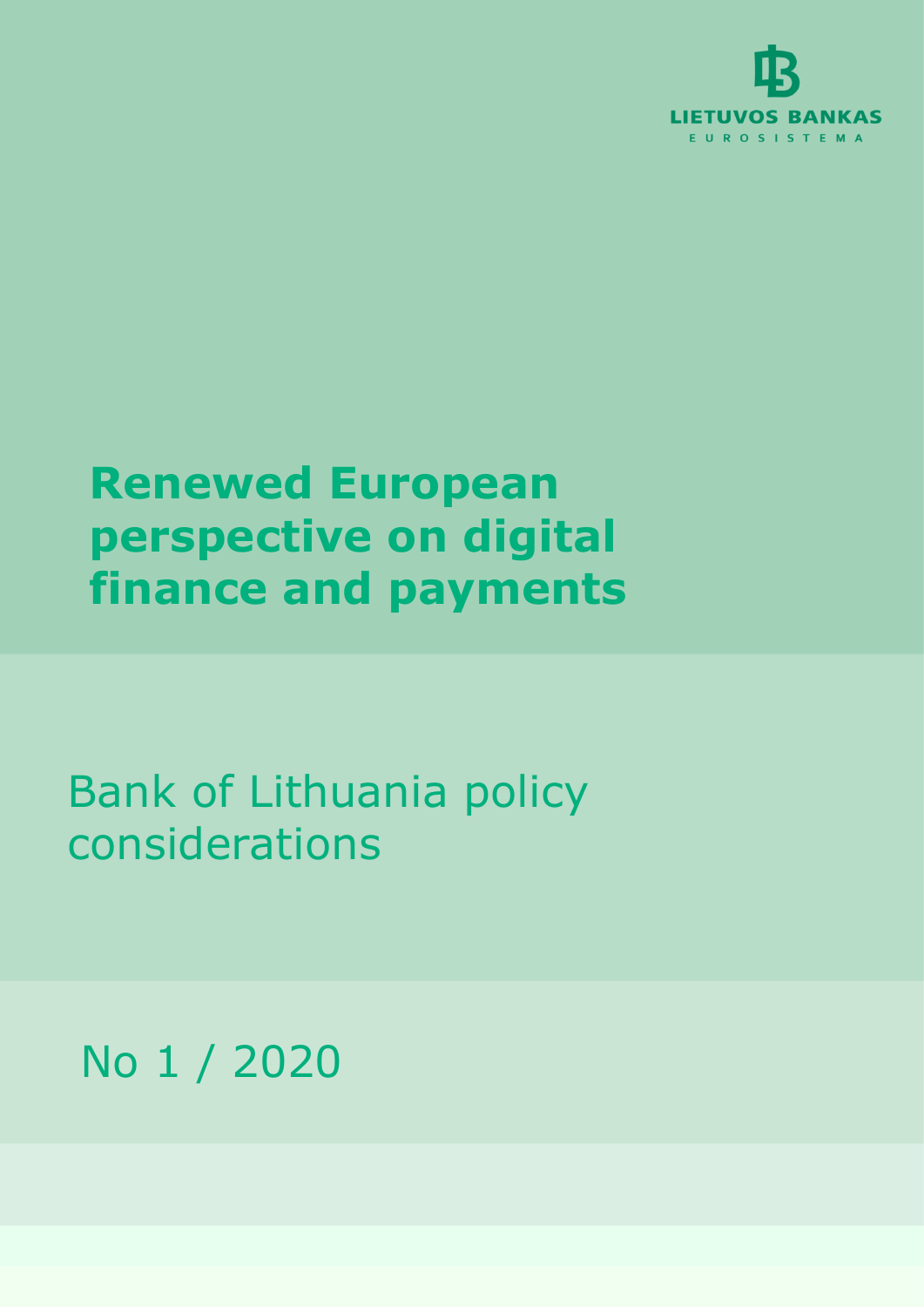LIETUVOS BANKAS

EUROSISTEMA

# Renewed European perspective on digital finance and payments

## Bank of Lithuania policy considerations

No 1 / 2020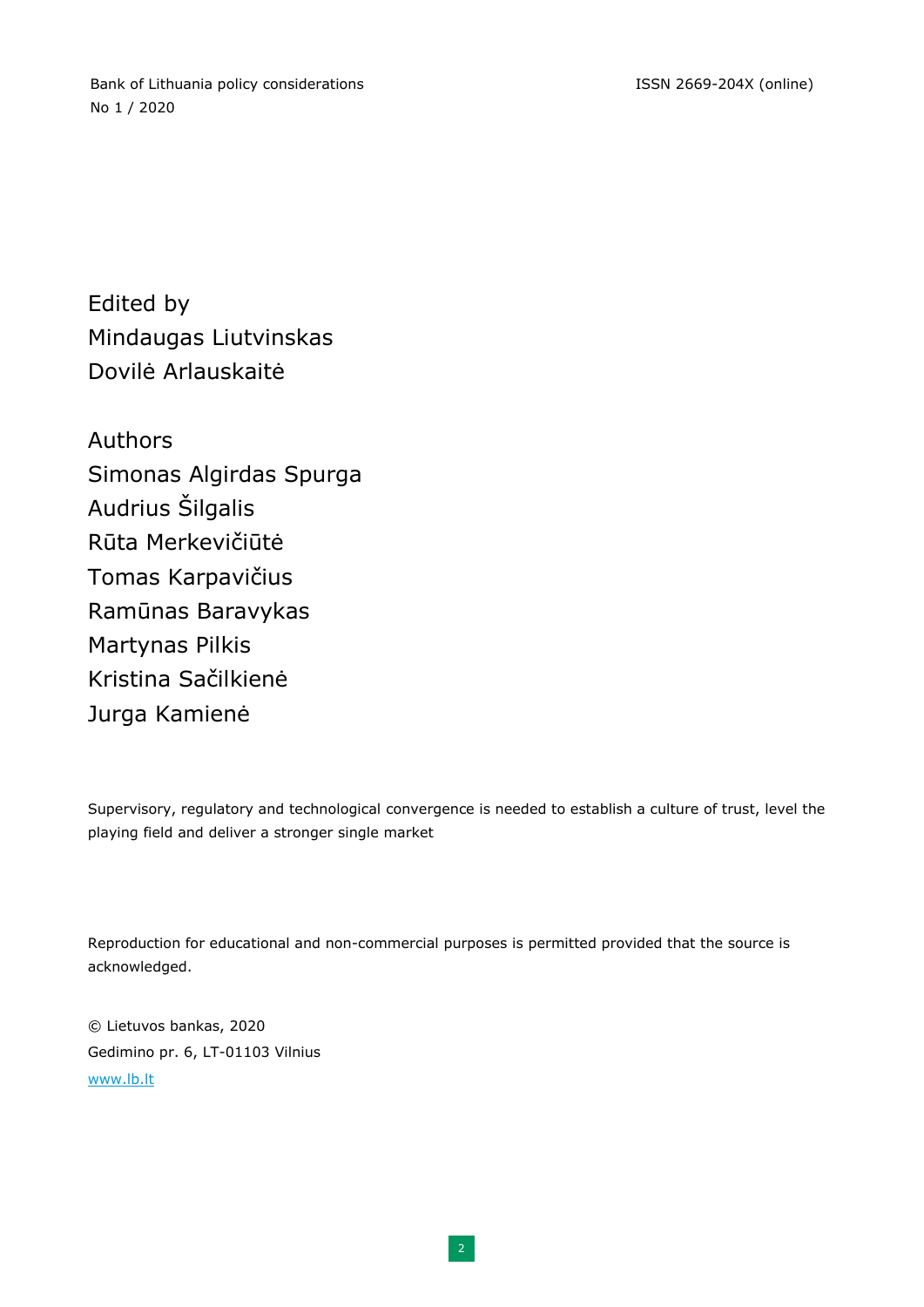Bank of Lithuania policy considerations
No 1 / 2020

ISSN 2669-204X (online)

Edited by
Mindaugas Liutvinskas
Dovilė Arlauskaitė

Authors
Simonas Algirdas Spurga
Audrius Šilgalis
Rūta Merkevičiūtė
Tomas Karpavičius
Ramūnas Baravykas
Martynas Pilkis
Kristina Sačilkienė
Jurga Kamienė

Supervisory, regulatory and technological convergence is needed to establish a culture of trust, level the playing field and deliver a stronger single market

Reproduction for educational and non-commercial purposes is permitted provided that the source is acknowledged.

© Lietuvos bankas, 2020
Gedimino pr. 6, LT-01103 Vilnius
www.lb.lt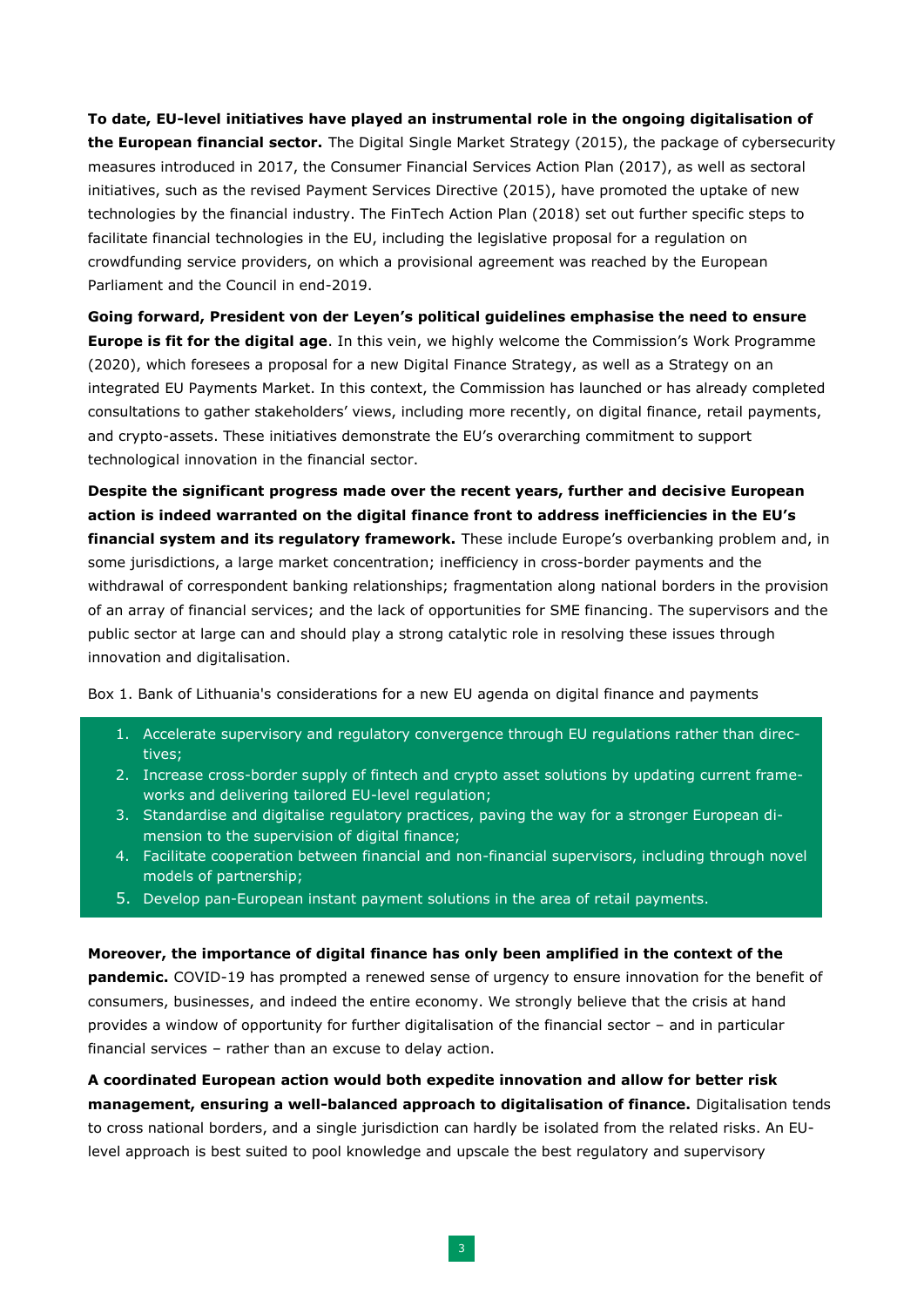**To date, EU-level initiatives have played an instrumental role in the ongoing digitalisation of the European financial sector.** The Digital Single Market Strategy (2015), the package of cybersecurity measures introduced in 2017, the Consumer Financial Services Action Plan (2017), as well as sectoral initiatives, such as the revised Payment Services Directive (2015), have promoted the uptake of new technologies by the financial industry. The FinTech Action Plan (2018) set out further specific steps to facilitate financial technologies in the EU, including the legislative proposal for a regulation on crowdfunding service providers, on which a provisional agreement was reached by the European Parliament and the Council in end-2019.

**Going forward, President von der Leyen's political guidelines emphasise the need to ensure Europe is fit for the digital age**. In this vein, we highly welcome the Commission's Work Programme (2020), which foresees a proposal for a new Digital Finance Strategy, as well as a Strategy on an integrated EU Payments Market. In this context, the Commission has launched or has already completed consultations to gather stakeholders' views, including more recently, on digital finance, retail payments, and crypto-assets. These initiatives demonstrate the EU's overarching commitment to support technological innovation in the financial sector.

**Despite the significant progress made over the recent years, further and decisive European action is indeed warranted on the digital finance front to address inefficiencies in the EU's financial system and its regulatory framework.** These include Europe's overbanking problem and, in some jurisdictions, a large market concentration; inefficiency in cross-border payments and the withdrawal of correspondent banking relationships; fragmentation along national borders in the provision of an array of financial services; and the lack of opportunities for SME financing. The supervisors and the public sector at large can and should play a strong catalytic role in resolving these issues through innovation and digitalisation.

Box 1. Bank of Lithuania's considerations for a new EU agenda on digital finance and payments

1. Accelerate supervisory and regulatory convergence through EU regulations rather than directives;
2. Increase cross-border supply of fintech and crypto asset solutions by updating current frameworks and delivering tailored EU-level regulation;
3. Standardise and digitalise regulatory practices, paving the way for a stronger European dimension to the supervision of digital finance;
4. Facilitate cooperation between financial and non-financial supervisors, including through novel models of partnership;
5. Develop pan-European instant payment solutions in the area of retail payments.

**Moreover, the importance of digital finance has only been amplified in the context of the pandemic.** COVID-19 has prompted a renewed sense of urgency to ensure innovation for the benefit of consumers, businesses, and indeed the entire economy. We strongly believe that the crisis at hand provides a window of opportunity for further digitalisation of the financial sector – and in particular financial services – rather than an excuse to delay action.

**A coordinated European action would both expedite innovation and allow for better risk management, ensuring a well-balanced approach to digitalisation of finance.** Digitalisation tends to cross national borders, and a single jurisdiction can hardly be isolated from the related risks. An EU-level approach is best suited to pool knowledge and upscale the best regulatory and supervisory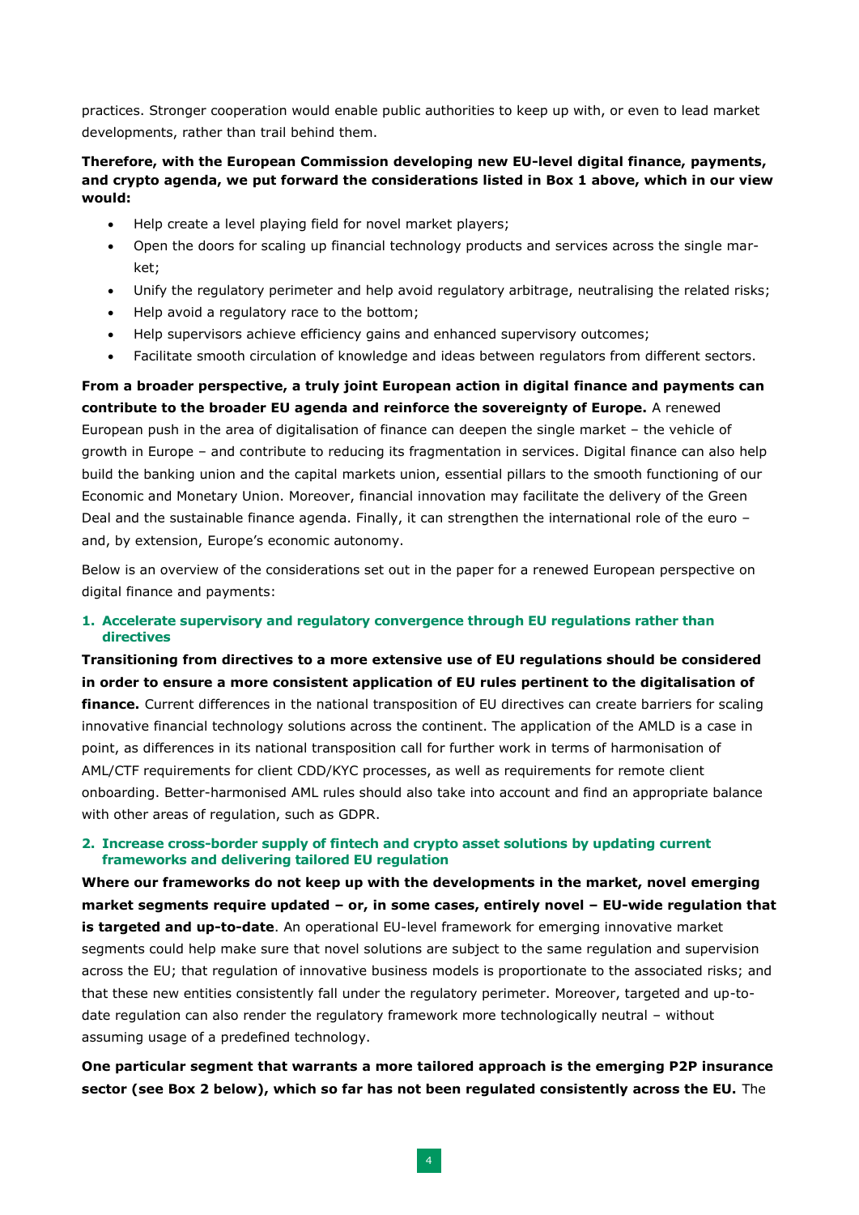practices. Stronger cooperation would enable public authorities to keep up with, or even to lead market developments, rather than trail behind them.

**Therefore, with the European Commission developing new EU-level digital finance, payments, and crypto agenda, we put forward the considerations listed in Box 1 above, which in our view would:**

- Help create a level playing field for novel market players;
- Open the doors for scaling up financial technology products and services across the single market;
- Unify the regulatory perimeter and help avoid regulatory arbitrage, neutralising the related risks;
- Help avoid a regulatory race to the bottom;
- Help supervisors achieve efficiency gains and enhanced supervisory outcomes;
- Facilitate smooth circulation of knowledge and ideas between regulators from different sectors.

**From a broader perspective, a truly joint European action in digital finance and payments can contribute to the broader EU agenda and reinforce the sovereignty of Europe.** A renewed European push in the area of digitalisation of finance can deepen the single market – the vehicle of growth in Europe – and contribute to reducing its fragmentation in services. Digital finance can also help build the banking union and the capital markets union, essential pillars to the smooth functioning of our Economic and Monetary Union. Moreover, financial innovation may facilitate the delivery of the Green Deal and the sustainable finance agenda. Finally, it can strengthen the international role of the euro – and, by extension, Europe's economic autonomy.

Below is an overview of the considerations set out in the paper for a renewed European perspective on digital finance and payments:

### 1. Accelerate supervisory and regulatory convergence through EU regulations rather than directives

**Transitioning from directives to a more extensive use of EU regulations should be considered in order to ensure a more consistent application of EU rules pertinent to the digitalisation of finance.** Current differences in the national transposition of EU directives can create barriers for scaling innovative financial technology solutions across the continent. The application of the AMLD is a case in point, as differences in its national transposition call for further work in terms of harmonisation of AML/CTF requirements for client CDD/KYC processes, as well as requirements for remote client onboarding. Better-harmonised AML rules should also take into account and find an appropriate balance with other areas of regulation, such as GDPR.

### 2. Increase cross-border supply of fintech and crypto asset solutions by updating current frameworks and delivering tailored EU regulation

**Where our frameworks do not keep up with the developments in the market, novel emerging market segments require updated – or, in some cases, entirely novel – EU-wide regulation that is targeted and up-to-date**. An operational EU-level framework for emerging innovative market segments could help make sure that novel solutions are subject to the same regulation and supervision across the EU; that regulation of innovative business models is proportionate to the associated risks; and that these new entities consistently fall under the regulatory perimeter. Moreover, targeted and up-to-date regulation can also render the regulatory framework more technologically neutral – without assuming usage of a predefined technology.

**One particular segment that warrants a more tailored approach is the emerging P2P insurance sector (see Box 2 below), which so far has not been regulated consistently across the EU.** The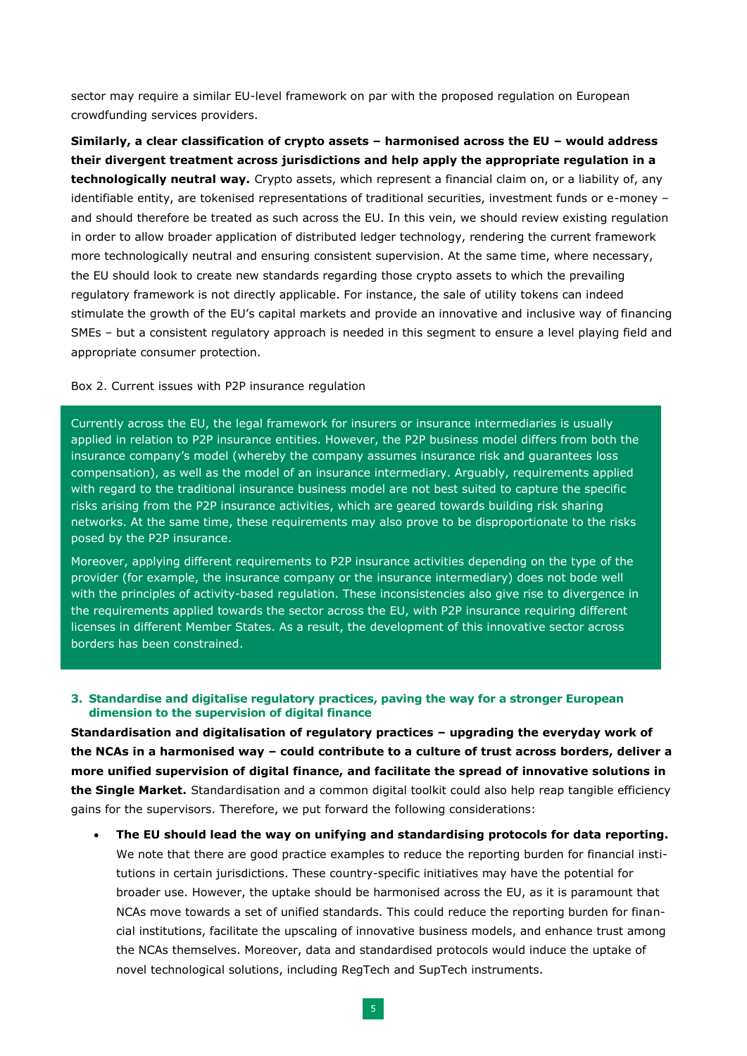sector may require a similar EU-level framework on par with the proposed regulation on European crowdfunding services providers.

**Similarly, a clear classification of crypto assets – harmonised across the EU – would address their divergent treatment across jurisdictions and help apply the appropriate regulation in a technologically neutral way.** Crypto assets, which represent a financial claim on, or a liability of, any identifiable entity, are tokenised representations of traditional securities, investment funds or e-money – and should therefore be treated as such across the EU. In this vein, we should review existing regulation in order to allow broader application of distributed ledger technology, rendering the current framework more technologically neutral and ensuring consistent supervision. At the same time, where necessary, the EU should look to create new standards regarding those crypto assets to which the prevailing regulatory framework is not directly applicable. For instance, the sale of utility tokens can indeed stimulate the growth of the EU's capital markets and provide an innovative and inclusive way of financing SMEs – but a consistent regulatory approach is needed in this segment to ensure a level playing field and appropriate consumer protection.

Box 2. Current issues with P2P insurance regulation

> Currently across the EU, the legal framework for insurers or insurance intermediaries is usually applied in relation to P2P insurance entities. However, the P2P business model differs from both the insurance company's model (whereby the company assumes insurance risk and guarantees loss compensation), as well as the model of an insurance intermediary. Arguably, requirements applied with regard to the traditional insurance business model are not best suited to capture the specific risks arising from the P2P insurance activities, which are geared towards building risk sharing networks. At the same time, these requirements may also prove to be disproportionate to the risks posed by the P2P insurance.
>
> Moreover, applying different requirements to P2P insurance activities depending on the type of the provider (for example, the insurance company or the insurance intermediary) does not bode well with the principles of activity-based regulation. These inconsistencies also give rise to divergence in the requirements applied towards the sector across the EU, with P2P insurance requiring different licenses in different Member States. As a result, the development of this innovative sector across borders has been constrained.

### 3. Standardise and digitalise regulatory practices, paving the way for a stronger European dimension to the supervision of digital finance

**Standardisation and digitalisation of regulatory practices – upgrading the everyday work of the NCAs in a harmonised way – could contribute to a culture of trust across borders, deliver a more unified supervision of digital finance, and facilitate the spread of innovative solutions in the Single Market.** Standardisation and a common digital toolkit could also help reap tangible efficiency gains for the supervisors. Therefore, we put forward the following considerations:

- **The EU should lead the way on unifying and standardising protocols for data reporting.** We note that there are good practice examples to reduce the reporting burden for financial institutions in certain jurisdictions. These country-specific initiatives may have the potential for broader use. However, the uptake should be harmonised across the EU, as it is paramount that NCAs move towards a set of unified standards. This could reduce the reporting burden for financial institutions, facilitate the upscaling of innovative business models, and enhance trust among the NCAs themselves. Moreover, data and standardised protocols would induce the uptake of novel technological solutions, including RegTech and SupTech instruments.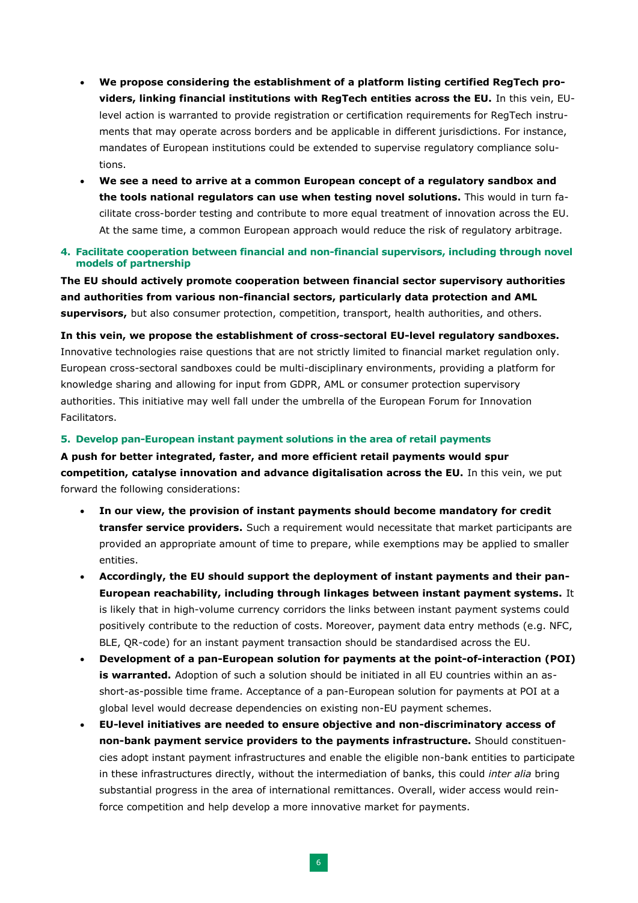- **We propose considering the establishment of a platform listing certified RegTech providers, linking financial institutions with RegTech entities across the EU.** In this vein, EU-level action is warranted to provide registration or certification requirements for RegTech instruments that may operate across borders and be applicable in different jurisdictions. For instance, mandates of European institutions could be extended to supervise regulatory compliance solutions.
- **We see a need to arrive at a common European concept of a regulatory sandbox and the tools national regulators can use when testing novel solutions.** This would in turn facilitate cross-border testing and contribute to more equal treatment of innovation across the EU. At the same time, a common European approach would reduce the risk of regulatory arbitrage.

### 4. Facilitate cooperation between financial and non-financial supervisors, including through novel models of partnership

**The EU should actively promote cooperation between financial sector supervisory authorities and authorities from various non-financial sectors, particularly data protection and AML supervisors,** but also consumer protection, competition, transport, health authorities, and others.

**In this vein, we propose the establishment of cross-sectoral EU-level regulatory sandboxes.** Innovative technologies raise questions that are not strictly limited to financial market regulation only. European cross-sectoral sandboxes could be multi-disciplinary environments, providing a platform for knowledge sharing and allowing for input from GDPR, AML or consumer protection supervisory authorities. This initiative may well fall under the umbrella of the European Forum for Innovation Facilitators.

### 5. Develop pan-European instant payment solutions in the area of retail payments

**A push for better integrated, faster, and more efficient retail payments would spur competition, catalyse innovation and advance digitalisation across the EU.** In this vein, we put forward the following considerations:

- **In our view, the provision of instant payments should become mandatory for credit transfer service providers.** Such a requirement would necessitate that market participants are provided an appropriate amount of time to prepare, while exemptions may be applied to smaller entities.
- **Accordingly, the EU should support the deployment of instant payments and their pan-European reachability, including through linkages between instant payment systems.** It is likely that in high-volume currency corridors the links between instant payment systems could positively contribute to the reduction of costs. Moreover, payment data entry methods (e.g. NFC, BLE, QR-code) for an instant payment transaction should be standardised across the EU.
- **Development of a pan-European solution for payments at the point-of-interaction (POI) is warranted.** Adoption of such a solution should be initiated in all EU countries within an as-short-as-possible time frame. Acceptance of a pan-European solution for payments at POI at a global level would decrease dependencies on existing non-EU payment schemes.
- **EU-level initiatives are needed to ensure objective and non-discriminatory access of non-bank payment service providers to the payments infrastructure.** Should constituencies adopt instant payment infrastructures and enable the eligible non-bank entities to participate in these infrastructures directly, without the intermediation of banks, this could *inter alia* bring substantial progress in the area of international remittances. Overall, wider access would reinforce competition and help develop a more innovative market for payments.